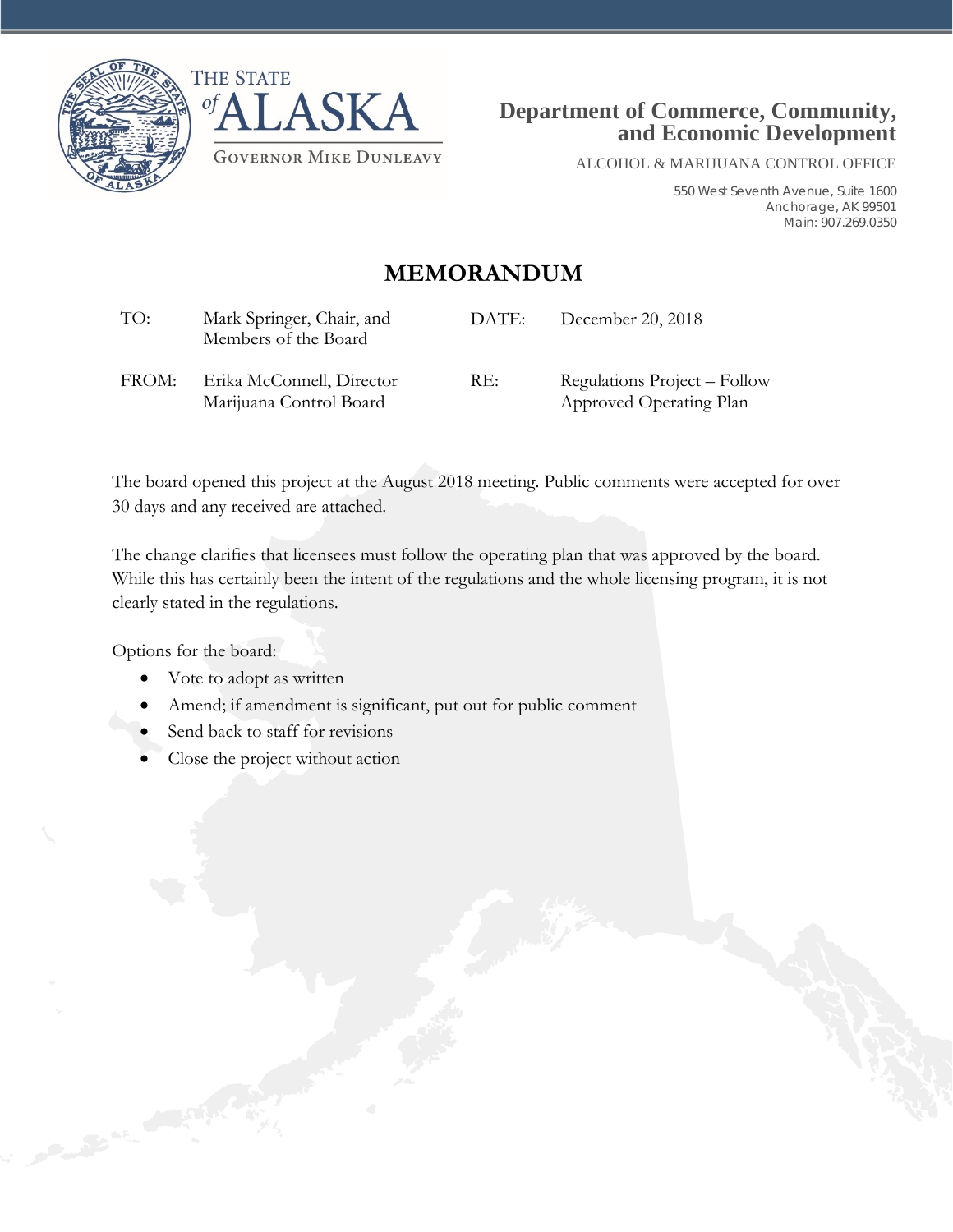THE STATE of ALASKA

GOVERNOR MIKE DUNLEAVY

**Department of Commerce, Community, and Economic Development**

ALCOHOL & MARIJUANA CONTROL OFFICE

550 West Seventh Avenue, Suite 1600
Anchorage, AK 99501
Main: 907.269.0350

# MEMORANDUM

| | | | |
|---|---|---|---|
| TO: | Mark Springer, Chair, and Members of the Board | DATE: | December 20, 2018 |
| FROM: | Erika McConnell, Director Marijuana Control Board | RE: | Regulations Project – Follow Approved Operating Plan |

The board opened this project at the August 2018 meeting. Public comments were accepted for over 30 days and any received are attached.

The change clarifies that licensees must follow the operating plan that was approved by the board. While this has certainly been the intent of the regulations and the whole licensing program, it is not clearly stated in the regulations.

Options for the board:

- Vote to adopt as written
- Amend; if amendment is significant, put out for public comment
- Send back to staff for revisions
- Close the project without action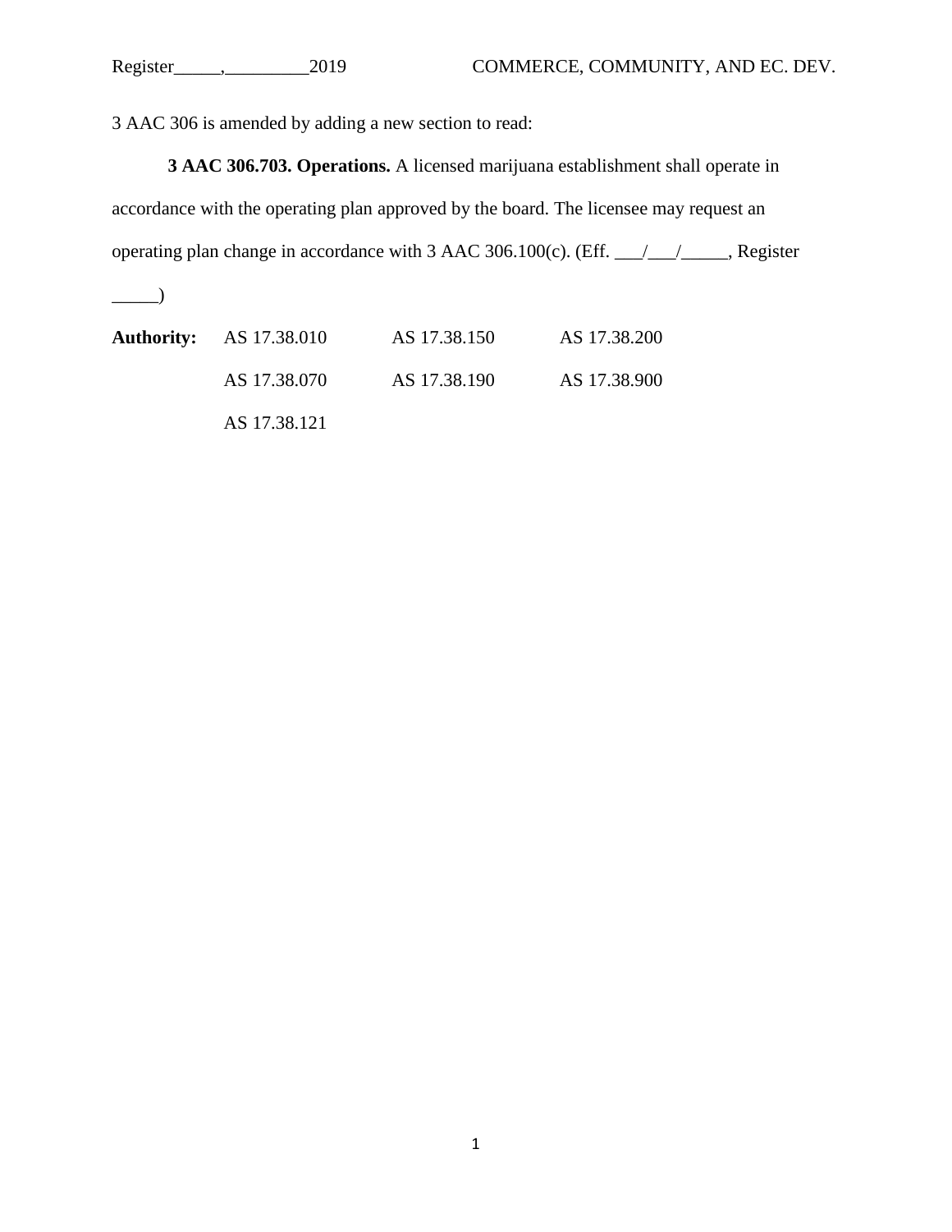3 AAC 306 is amended by adding a new section to read:

**3 AAC 306.703. Operations.** A licensed marijuana establishment shall operate in accordance with the operating plan approved by the board. The licensee may request an operating plan change in accordance with 3 AAC 306.100(c). (Eff. ___/___/_____, Register _____)

| | | | |
|---|---|---|---|
| **Authority:** | AS 17.38.010 | AS 17.38.150 | AS 17.38.200 |
| | AS 17.38.070 | AS 17.38.190 | AS 17.38.900 |
| | AS 17.38.121 | | |